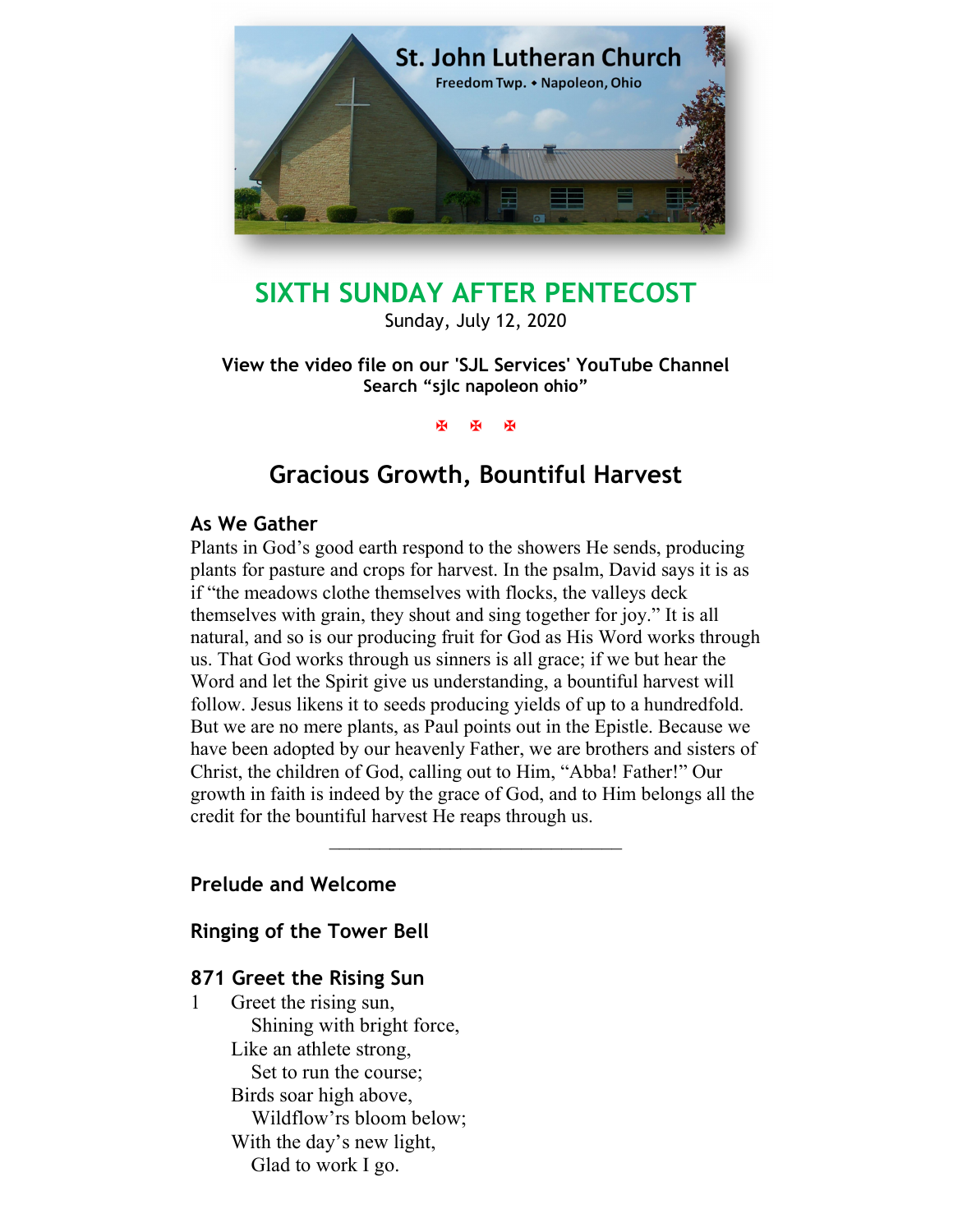St. John Lutheran Church

Freedom Twp. • Napoleon, Ohio

# SIXTH SUNDAY AFTER PENTECOST

Sunday, July 12, 2020

**View the video file on our 'SJL Services' YouTube Channel**
**Search "sjlc napoleon ohio"**

✠ ✠ ✠

## Gracious Growth, Bountiful Harvest

### As We Gather

Plants in God's good earth respond to the showers He sends, producing plants for pasture and crops for harvest. In the psalm, David says it is as if "the meadows clothe themselves with flocks, the valleys deck themselves with grain, they shout and sing together for joy." It is all natural, and so is our producing fruit for God as His Word works through us. That God works through us sinners is all grace; if we but hear the Word and let the Spirit give us understanding, a bountiful harvest will follow. Jesus likens it to seeds producing yields of up to a hundredfold. But we are no mere plants, as Paul points out in the Epistle. Because we have been adopted by our heavenly Father, we are brothers and sisters of Christ, the children of God, calling out to Him, "Abba! Father!" Our growth in faith is indeed by the grace of God, and to Him belongs all the credit for the bountiful harvest He reaps through us.

---

### Prelude and Welcome

### Ringing of the Tower Bell

### 871 Greet the Rising Sun

1 Greet the rising sun,
  Shining with bright force,
Like an athlete strong,
  Set to run the course;
Birds soar high above,
  Wildflow'rs bloom below;
With the day's new light,
  Glad to work I go.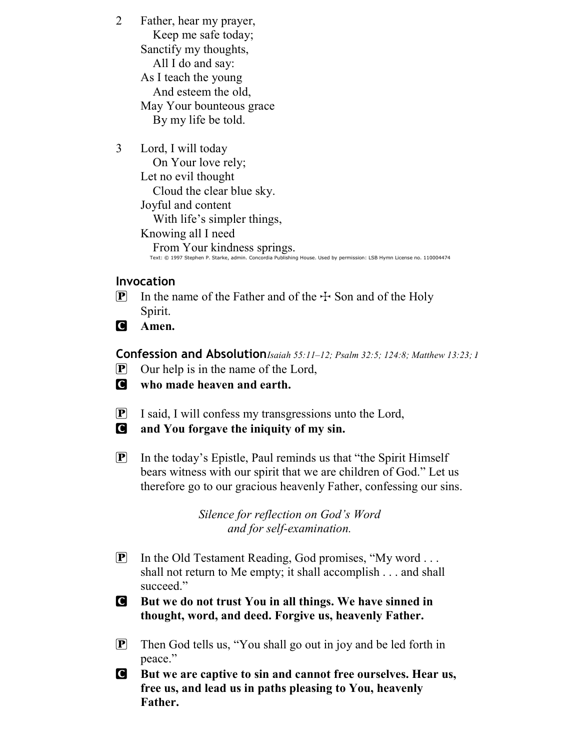2 Father, hear my prayer,
  Keep me safe today;
Sanctify my thoughts,
  All I do and say:
As I teach the young
  And esteem the old,
May Your bounteous grace
  By my life be told.

3 Lord, I will today
  On Your love rely;
Let no evil thought
  Cloud the clear blue sky.
Joyful and content
  With life's simpler things,
Knowing all I need
  From Your kindness springs.

Text: © 1997 Stephen P. Starke, admin. Concordia Publishing House. Used by permission: LSB Hymn License no. 110004474

## Invocation

P In the name of the Father and of the ☩ Son and of the Holy Spirit.

C **Amen.**

## Confession and Absolution *Isaiah 55:11–12; Psalm 32:5; 124:8; Matthew 13:23; I*

P Our help is in the name of the Lord,

C **who made heaven and earth.**

P I said, I will confess my transgressions unto the Lord,

C **and You forgave the iniquity of my sin.**

P In the today's Epistle, Paul reminds us that "the Spirit Himself bears witness with our spirit that we are children of God." Let us therefore go to our gracious heavenly Father, confessing our sins.

*Silence for reflection on God's Word and for self-examination.*

P In the Old Testament Reading, God promises, "My word . . . shall not return to Me empty; it shall accomplish . . . and shall succeed."

C **But we do not trust You in all things. We have sinned in thought, word, and deed. Forgive us, heavenly Father.**

P Then God tells us, "You shall go out in joy and be led forth in peace."

C **But we are captive to sin and cannot free ourselves. Hear us, free us, and lead us in paths pleasing to You, heavenly Father.**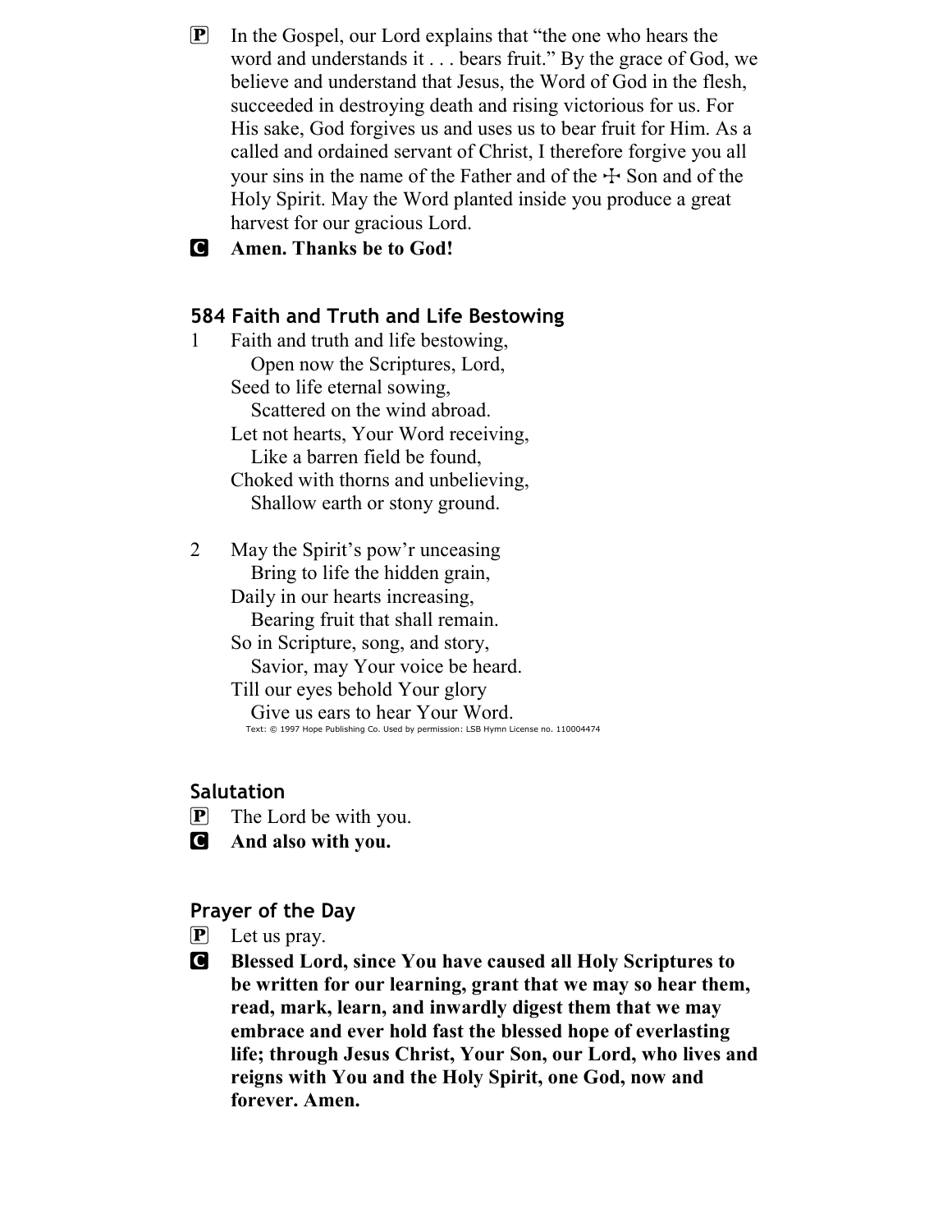**P** In the Gospel, our Lord explains that "the one who hears the word and understands it . . . bears fruit." By the grace of God, we believe and understand that Jesus, the Word of God in the flesh, succeeded in destroying death and rising victorious for us. For His sake, God forgives us and uses us to bear fruit for Him. As a called and ordained servant of Christ, I therefore forgive you all your sins in the name of the Father and of the ☩ Son and of the Holy Spirit. May the Word planted inside you produce a great harvest for our gracious Lord.

**C** **Amen. Thanks be to God!**

### 584 Faith and Truth and Life Bestowing

1 Faith and truth and life bestowing,
  Open now the Scriptures, Lord,
Seed to life eternal sowing,
  Scattered on the wind abroad.
Let not hearts, Your Word receiving,
  Like a barren field be found,
Choked with thorns and unbelieving,
  Shallow earth or stony ground.

2 May the Spirit's pow'r unceasing
  Bring to life the hidden grain,
Daily in our hearts increasing,
  Bearing fruit that shall remain.
So in Scripture, song, and story,
  Savior, may Your voice be heard.
Till our eyes behold Your glory
  Give us ears to hear Your Word.

Text: © 1997 Hope Publishing Co. Used by permission: LSB Hymn License no. 110004474

### Salutation

**P** The Lord be with you.

**C** **And also with you.**

### Prayer of the Day

**P** Let us pray.

**C** **Blessed Lord, since You have caused all Holy Scriptures to be written for our learning, grant that we may so hear them, read, mark, learn, and inwardly digest them that we may embrace and ever hold fast the blessed hope of everlasting life; through Jesus Christ, Your Son, our Lord, who lives and reigns with You and the Holy Spirit, one God, now and forever. Amen.**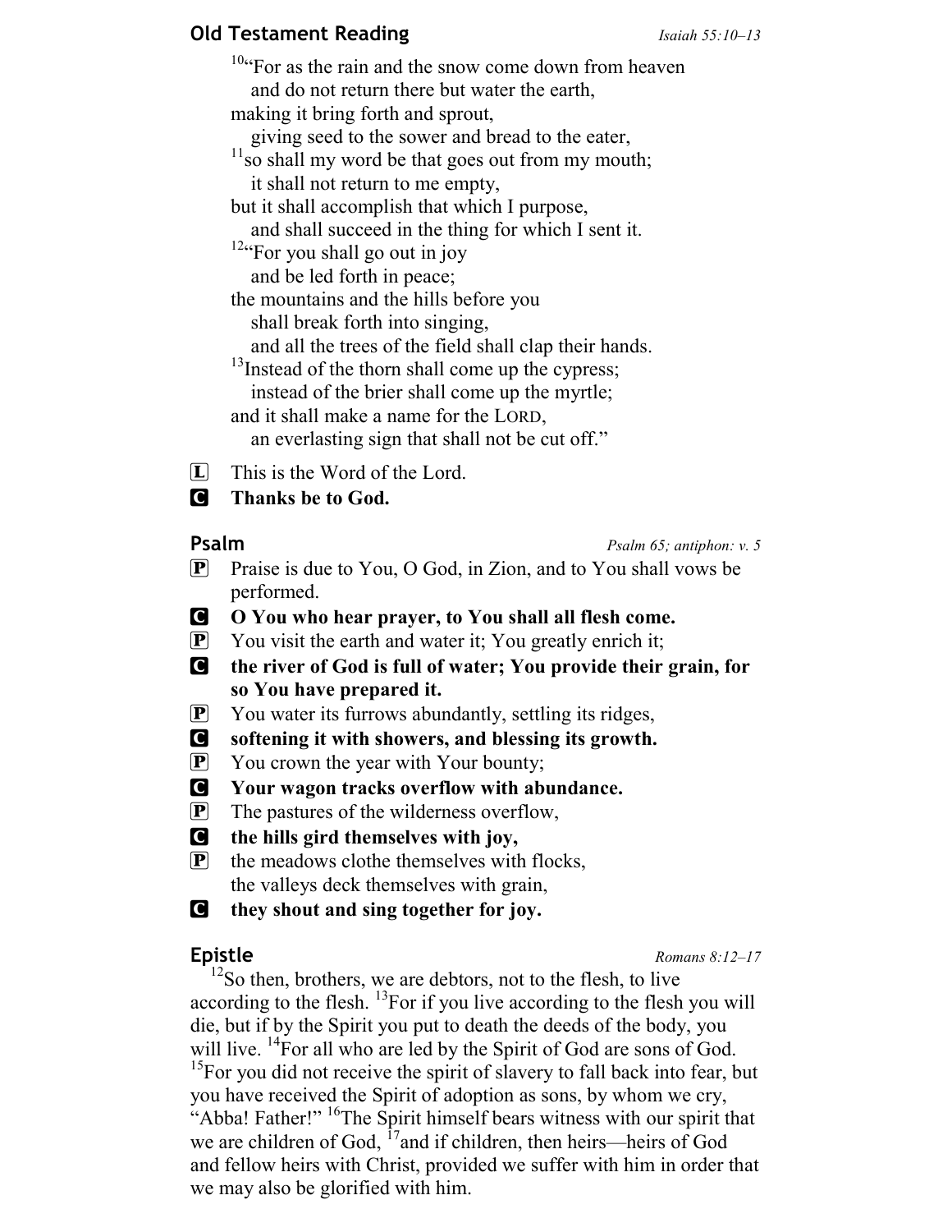## Old Testament Reading

*Isaiah 55:10–13*

[10]"For as the rain and the snow come down from heaven
   and do not return there but water the earth,
making it bring forth and sprout,
   giving seed to the sower and bread to the eater,
[11]so shall my word be that goes out from my mouth;
   it shall not return to me empty,
but it shall accomplish that which I purpose,
   and shall succeed in the thing for which I sent it.
[12]"For you shall go out in joy
   and be led forth in peace;
the mountains and the hills before you
   shall break forth into singing,
   and all the trees of the field shall clap their hands.
[13]Instead of the thorn shall come up the cypress;
   instead of the brier shall come up the myrtle;
and it shall make a name for the LORD,
   an everlasting sign that shall not be cut off."

L This is the Word of the Lord.

C **Thanks be to God.**

## Psalm

*Psalm 65; antiphon: v. 5*

P Praise is due to You, O God, in Zion, and to You shall vows be performed.

C **O You who hear prayer, to You shall all flesh come.**

P You visit the earth and water it; You greatly enrich it;

C **the river of God is full of water; You provide their grain, for so You have prepared it.**

P You water its furrows abundantly, settling its ridges,

C **softening it with showers, and blessing its growth.**

P You crown the year with Your bounty;

C **Your wagon tracks overflow with abundance.**

P The pastures of the wilderness overflow,

C **the hills gird themselves with joy,**

P the meadows clothe themselves with flocks,
the valleys deck themselves with grain,

C **they shout and sing together for joy.**

## Epistle

*Romans 8:12–17*

[12]So then, brothers, we are debtors, not to the flesh, to live according to the flesh. [13]For if you live according to the flesh you will die, but if by the Spirit you put to death the deeds of the body, you will live. [14]For all who are led by the Spirit of God are sons of God. [15]For you did not receive the spirit of slavery to fall back into fear, but you have received the Spirit of adoption as sons, by whom we cry, "Abba! Father!" [16]The Spirit himself bears witness with our spirit that we are children of God, [17]and if children, then heirs—heirs of God and fellow heirs with Christ, provided we suffer with him in order that we may also be glorified with him.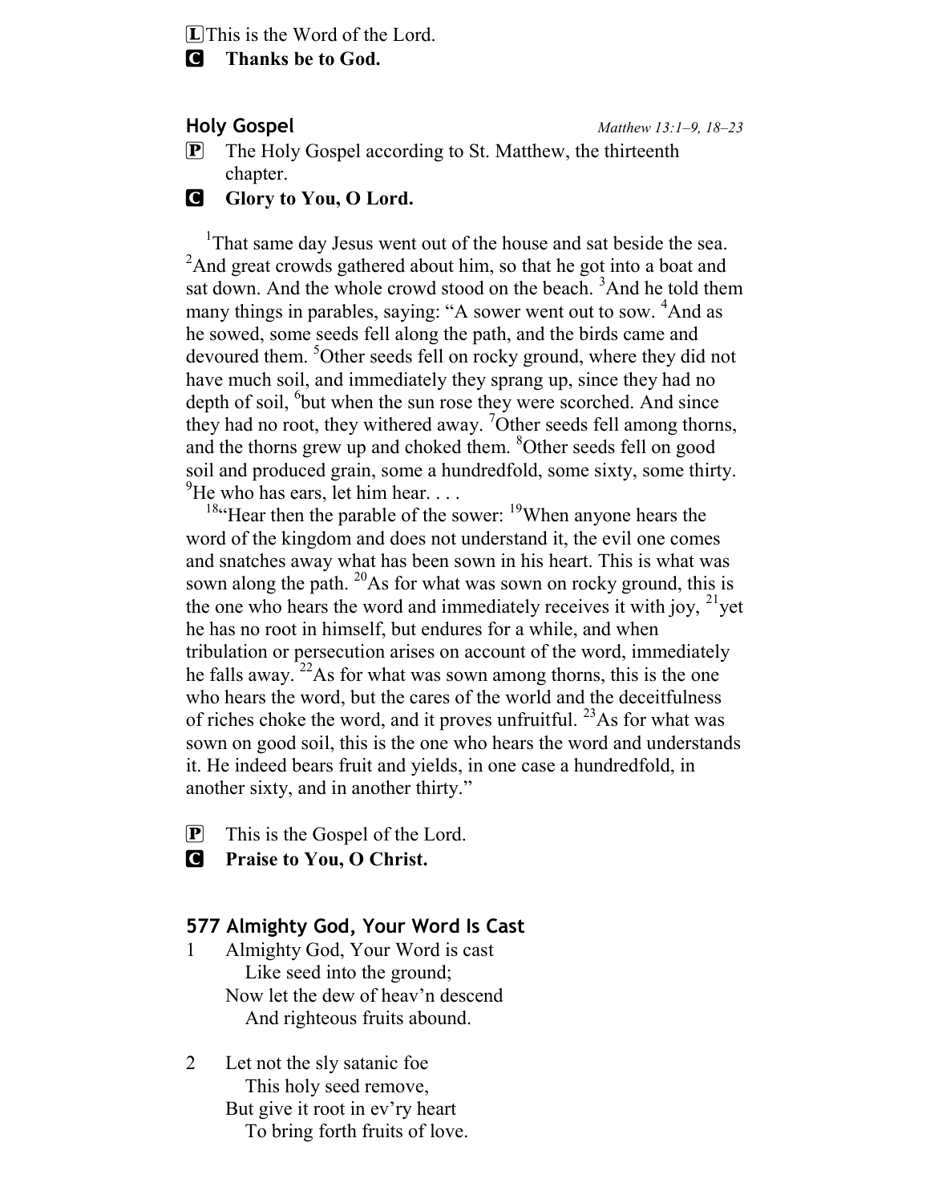L This is the Word of the Lord.

C **Thanks be to God.**

### Holy Gospel

*Matthew 13:1–9, 18–23*

P The Holy Gospel according to St. Matthew, the thirteenth chapter.

C **Glory to You, O Lord.**

[1]That same day Jesus went out of the house and sat beside the sea. [2]And great crowds gathered about him, so that he got into a boat and sat down. And the whole crowd stood on the beach. [3]And he told them many things in parables, saying: "A sower went out to sow. [4]And as he sowed, some seeds fell along the path, and the birds came and devoured them. [5]Other seeds fell on rocky ground, where they did not have much soil, and immediately they sprang up, since they had no depth of soil, [6]but when the sun rose they were scorched. And since they had no root, they withered away. [7]Other seeds fell among thorns, and the thorns grew up and choked them. [8]Other seeds fell on good soil and produced grain, some a hundredfold, some sixty, some thirty. [9]He who has ears, let him hear. . . .

[18]"Hear then the parable of the sower: [19]When anyone hears the word of the kingdom and does not understand it, the evil one comes and snatches away what has been sown in his heart. This is what was sown along the path. [20]As for what was sown on rocky ground, this is the one who hears the word and immediately receives it with joy, [21]yet he has no root in himself, but endures for a while, and when tribulation or persecution arises on account of the word, immediately he falls away. [22]As for what was sown among thorns, this is the one who hears the word, but the cares of the world and the deceitfulness of riches choke the word, and it proves unfruitful. [23]As for what was sown on good soil, this is the one who hears the word and understands it. He indeed bears fruit and yields, in one case a hundredfold, in another sixty, and in another thirty."

P This is the Gospel of the Lord.

C **Praise to You, O Christ.**

### 577 Almighty God, Your Word Is Cast

1 Almighty God, Your Word is cast
  Like seed into the ground;
Now let the dew of heav'n descend
  And righteous fruits abound.

2 Let not the sly satanic foe
  This holy seed remove,
But give it root in ev'ry heart
  To bring forth fruits of love.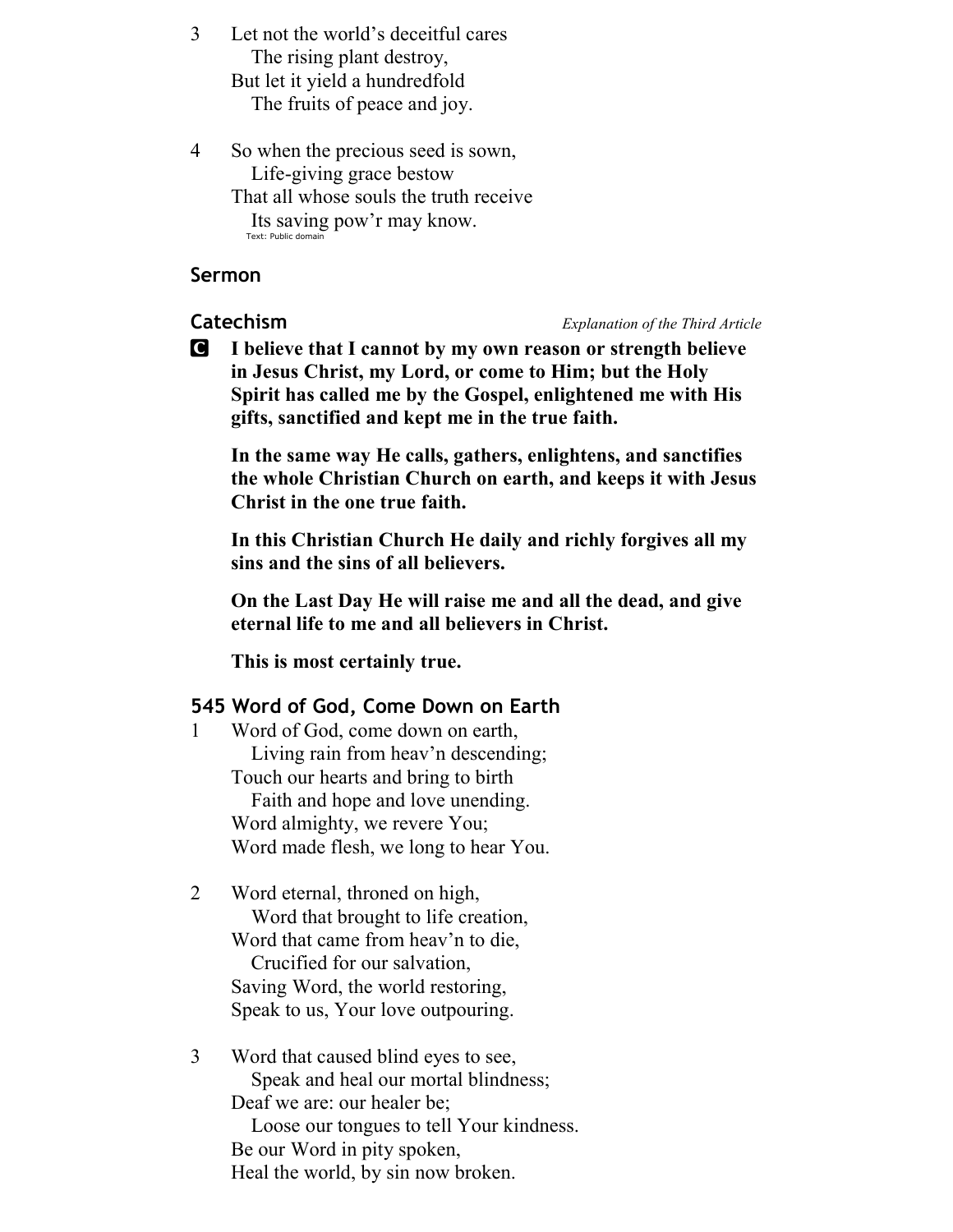3 Let not the world's deceitful cares
  The rising plant destroy,
But let it yield a hundredfold
  The fruits of peace and joy.

4 So when the precious seed is sown,
  Life-giving grace bestow
That all whose souls the truth receive
  Its saving pow'r may know.

Text: Public domain

## Sermon

## Catechism

*Explanation of the Third Article*

**C** **I believe that I cannot by my own reason or strength believe in Jesus Christ, my Lord, or come to Him; but the Holy Spirit has called me by the Gospel, enlightened me with His gifts, sanctified and kept me in the true faith.**

**In the same way He calls, gathers, enlightens, and sanctifies the whole Christian Church on earth, and keeps it with Jesus Christ in the one true faith.**

**In this Christian Church He daily and richly forgives all my sins and the sins of all believers.**

**On the Last Day He will raise me and all the dead, and give eternal life to me and all believers in Christ.**

**This is most certainly true.**

## 545 Word of God, Come Down on Earth

1 Word of God, come down on earth,
  Living rain from heav'n descending;
Touch our hearts and bring to birth
  Faith and hope and love unending.
Word almighty, we revere You;
Word made flesh, we long to hear You.

2 Word eternal, throned on high,
  Word that brought to life creation,
Word that came from heav'n to die,
  Crucified for our salvation,
Saving Word, the world restoring,
Speak to us, Your love outpouring.

3 Word that caused blind eyes to see,
  Speak and heal our mortal blindness;
Deaf we are: our healer be;
  Loose our tongues to tell Your kindness.
Be our Word in pity spoken,
Heal the world, by sin now broken.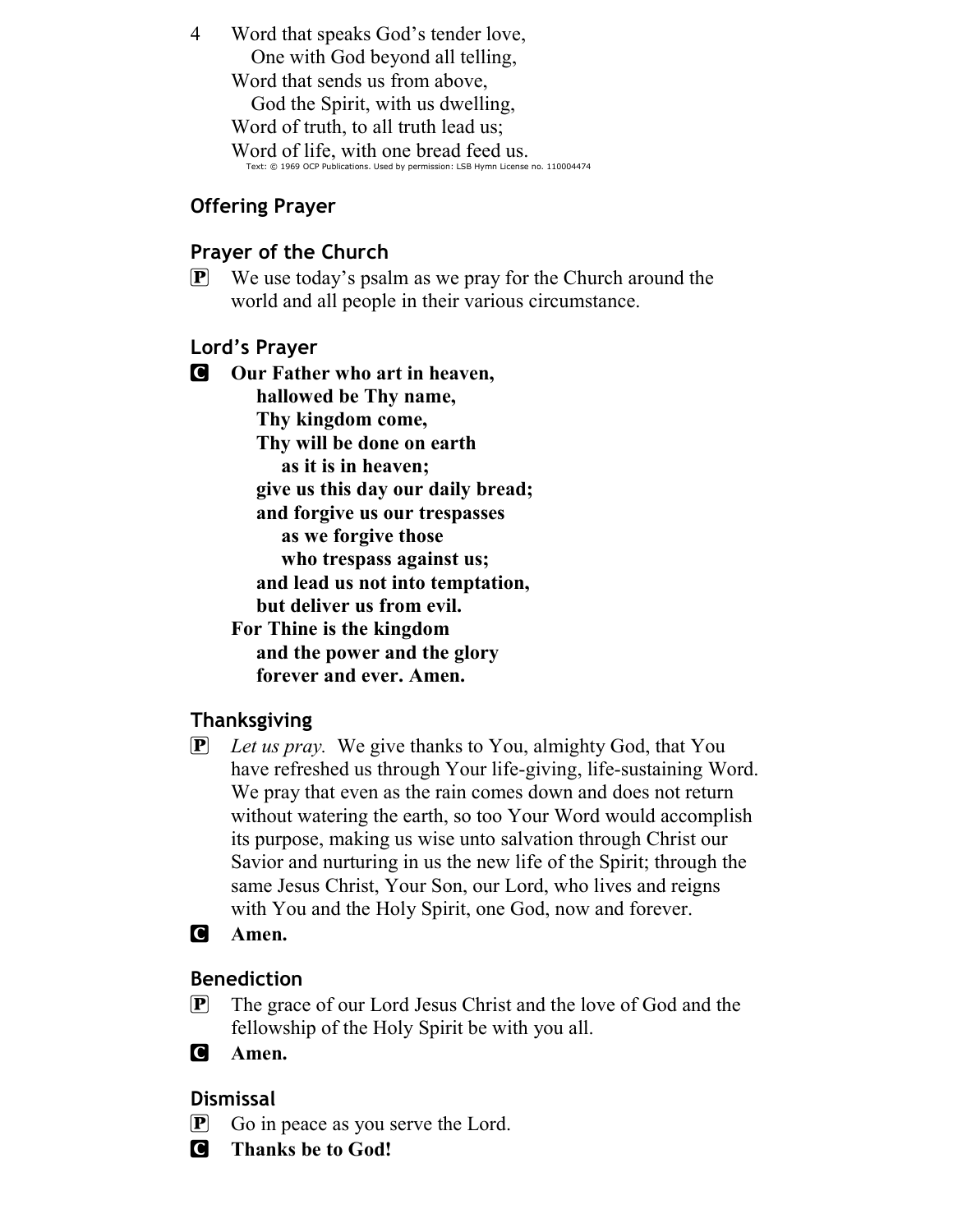4 Word that speaks God's tender love,
  One with God beyond all telling,
Word that sends us from above,
  God the Spirit, with us dwelling,
Word of truth, to all truth lead us;
Word of life, with one bread feed us.

Text: © 1969 OCP Publications. Used by permission: LSB Hymn License no. 110004474

## Offering Prayer

## Prayer of the Church

P We use today's psalm as we pray for the Church around the world and all people in their various circumstance.

## Lord's Prayer

C **Our Father who art in heaven,**
**hallowed be Thy name,**
**Thy kingdom come,**
**Thy will be done on earth**
**as it is in heaven;**
**give us this day our daily bread;**
**and forgive us our trespasses**
**as we forgive those**
**who trespass against us;**
**and lead us not into temptation,**
**but deliver us from evil.**
**For Thine is the kingdom**
**and the power and the glory**
**forever and ever. Amen.**

## Thanksgiving

P *Let us pray.* We give thanks to You, almighty God, that You have refreshed us through Your life-giving, life-sustaining Word. We pray that even as the rain comes down and does not return without watering the earth, so too Your Word would accomplish its purpose, making us wise unto salvation through Christ our Savior and nurturing in us the new life of the Spirit; through the same Jesus Christ, Your Son, our Lord, who lives and reigns with You and the Holy Spirit, one God, now and forever.

C **Amen.**

## Benediction

P The grace of our Lord Jesus Christ and the love of God and the fellowship of the Holy Spirit be with you all.

C **Amen.**

## Dismissal

P Go in peace as you serve the Lord.

C **Thanks be to God!**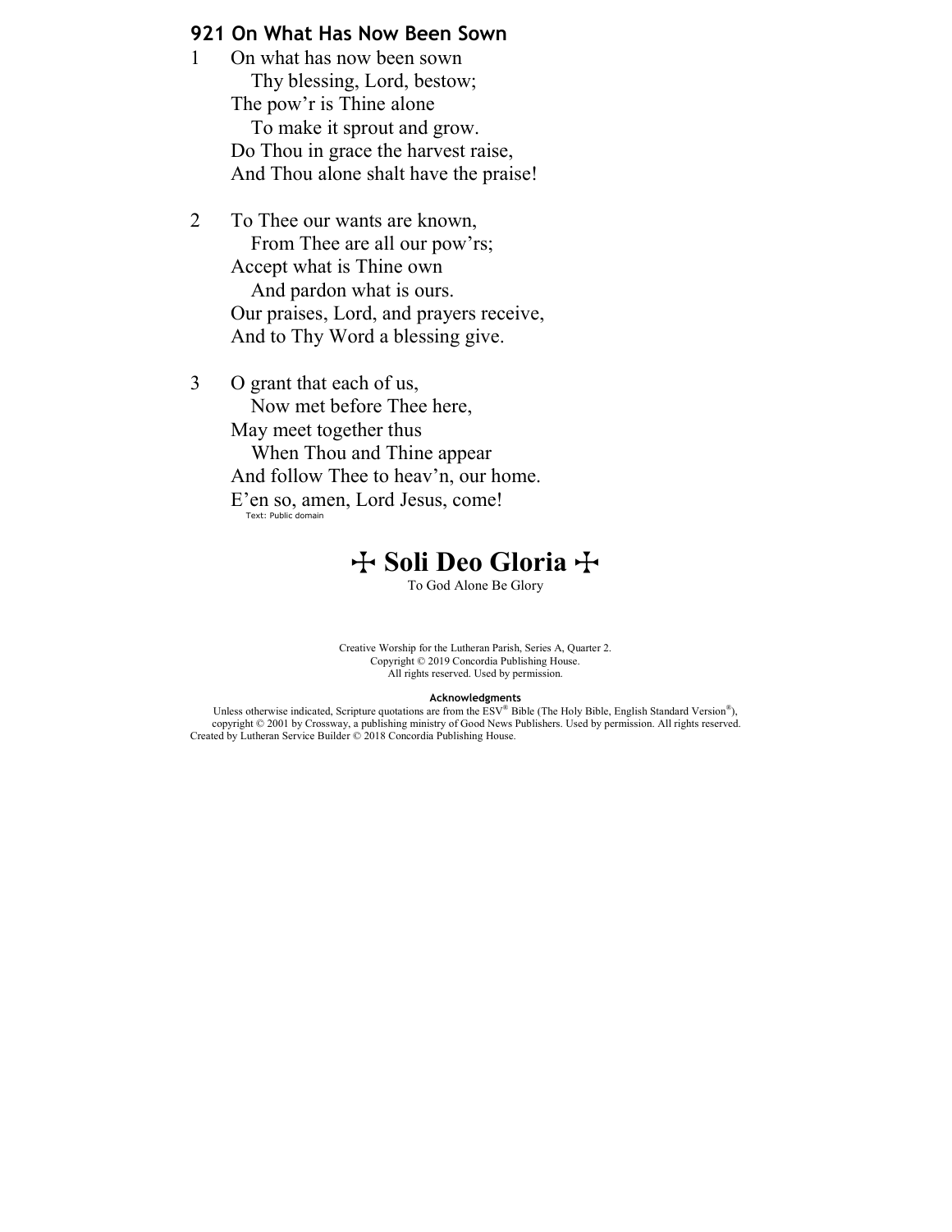## 921 On What Has Now Been Sown

1 On what has now been sown
 Thy blessing, Lord, bestow;
The pow'r is Thine alone
 To make it sprout and grow.
Do Thou in grace the harvest raise,
And Thou alone shalt have the praise!

2 To Thee our wants are known,
 From Thee are all our pow'rs;
Accept what is Thine own
 And pardon what is ours.
Our praises, Lord, and prayers receive,
And to Thy Word a blessing give.

3 O grant that each of us,
 Now met before Thee here,
May meet together thus
 When Thou and Thine appear
And follow Thee to heav'n, our home.
E'en so, amen, Lord Jesus, come!

Text: Public domain

# ✠ Soli Deo Gloria ✠

To God Alone Be Glory

Creative Worship for the Lutheran Parish, Series A, Quarter 2.
Copyright © 2019 Concordia Publishing House.
All rights reserved. Used by permission.

**Acknowledgments**

Unless otherwise indicated, Scripture quotations are from the ESV® Bible (The Holy Bible, English Standard Version®), copyright © 2001 by Crossway, a publishing ministry of Good News Publishers. Used by permission. All rights reserved.
Created by Lutheran Service Builder © 2018 Concordia Publishing House.